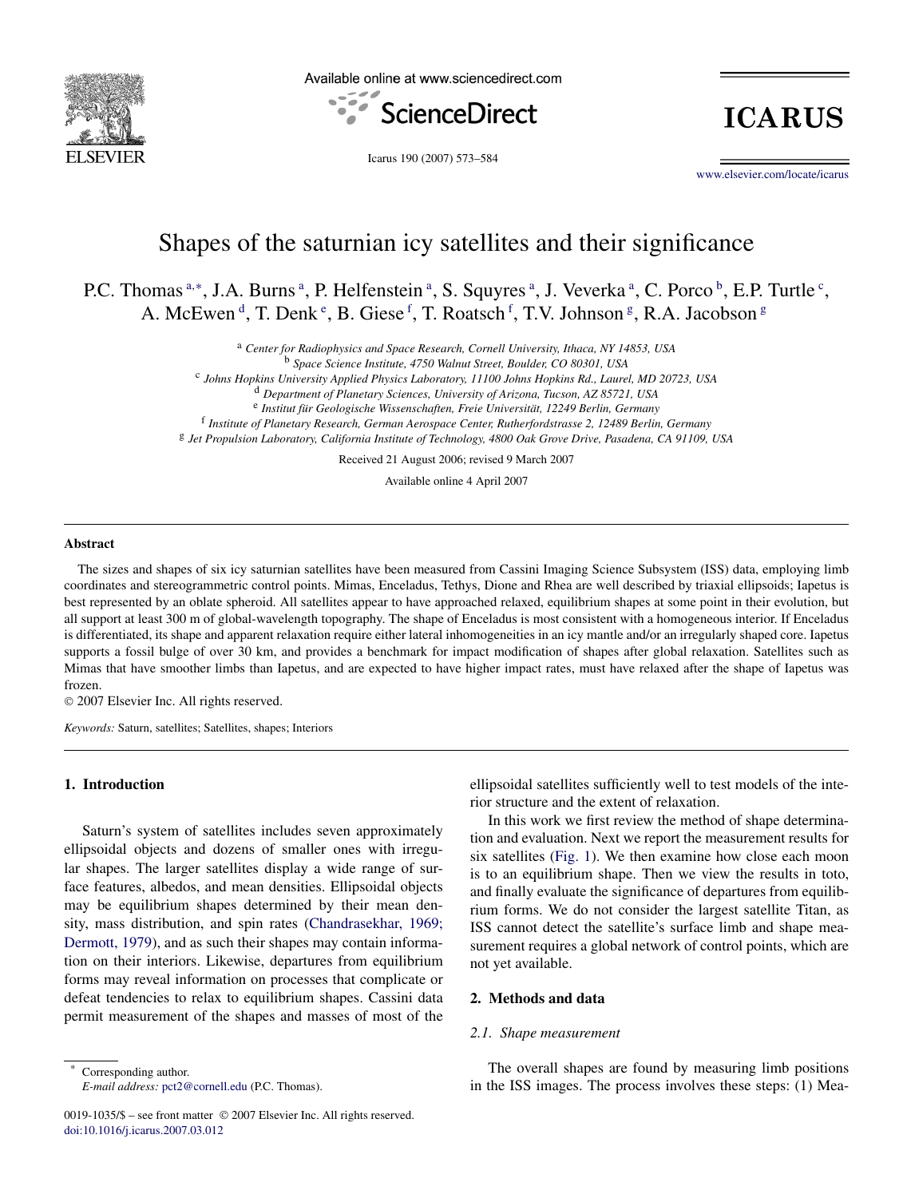# Shapes of the saturnian icy satellites and their significance

P.C. Thomas [a,*], J.A. Burns [a], P. Helfenstein [a], S. Squyres [a], J. Veverka [a], C. Porco [b], E.P. Turtle [c], A. McEwen [d], T. Denk [e], B. Giese [f], T. Roatsch [f], T.V. Johnson [g], R.A. Jacobson [g]

[a] *Center for Radiophysics and Space Research, Cornell University, Ithaca, NY 14853, USA*
[b] *Space Science Institute, 4750 Walnut Street, Boulder, CO 80301, USA*
[c] *Johns Hopkins University Applied Physics Laboratory, 11100 Johns Hopkins Rd., Laurel, MD 20723, USA*
[d] *Department of Planetary Sciences, University of Arizona, Tucson, AZ 85721, USA*
[e] *Institut für Geologische Wissenschaften, Freie Universität, 12249 Berlin, Germany*
[f] *Institute of Planetary Research, German Aerospace Center, Rutherfordstrasse 2, 12489 Berlin, Germany*
[g] *Jet Propulsion Laboratory, California Institute of Technology, 4800 Oak Grove Drive, Pasadena, CA 91109, USA*

Received 21 August 2006; revised 9 March 2007

Available online 4 April 2007

## Abstract

The sizes and shapes of six icy saturnian satellites have been measured from Cassini Imaging Science Subsystem (ISS) data, employing limb coordinates and stereogrammetric control points. Mimas, Enceladus, Tethys, Dione and Rhea are well described by triaxial ellipsoids; Iapetus is best represented by an oblate spheroid. All satellites appear to have approached relaxed, equilibrium shapes at some point in their evolution, but all support at least 300 m of global-wavelength topography. The shape of Enceladus is most consistent with a homogeneous interior. If Enceladus is differentiated, its shape and apparent relaxation require either lateral inhomogeneities in an icy mantle and/or an irregularly shaped core. Iapetus supports a fossil bulge of over 30 km, and provides a benchmark for impact modification of shapes after global relaxation. Satellites such as Mimas that have smoother limbs than Iapetus, and are expected to have higher impact rates, must have relaxed after the shape of Iapetus was frozen.

© 2007 Elsevier Inc. All rights reserved.

*Keywords:* Saturn, satellites; Satellites, shapes; Interiors

## 1. Introduction

Saturn's system of satellites includes seven approximately ellipsoidal objects and dozens of smaller ones with irregular shapes. The larger satellites display a wide range of surface features, albedos, and mean densities. Ellipsoidal objects may be equilibrium shapes determined by their mean density, mass distribution, and spin rates (Chandrasekhar, 1969; Dermott, 1979), and as such their shapes may contain information on their interiors. Likewise, departures from equilibrium forms may reveal information on processes that complicate or defeat tendencies to relax to equilibrium shapes. Cassini data permit measurement of the shapes and masses of most of the ellipsoidal satellites sufficiently well to test models of the interior structure and the extent of relaxation.

In this work we first review the method of shape determination and evaluation. Next we report the measurement results for six satellites (Fig. 1). We then examine how close each moon is to an equilibrium shape. Then we view the results in toto, and finally evaluate the significance of departures from equilibrium forms. We do not consider the largest satellite Titan, as ISS cannot detect the satellite's surface limb and shape measurement requires a global network of control points, which are not yet available.

## 2. Methods and data

### 2.1. Shape measurement

The overall shapes are found by measuring limb positions in the ISS images. The process involves these steps: (1) Mea-

\* Corresponding author.
*E-mail address:* pct2@cornell.edu (P.C. Thomas).

0019-1035/$ – see front matter © 2007 Elsevier Inc. All rights reserved.
doi:10.1016/j.icarus.2007.03.012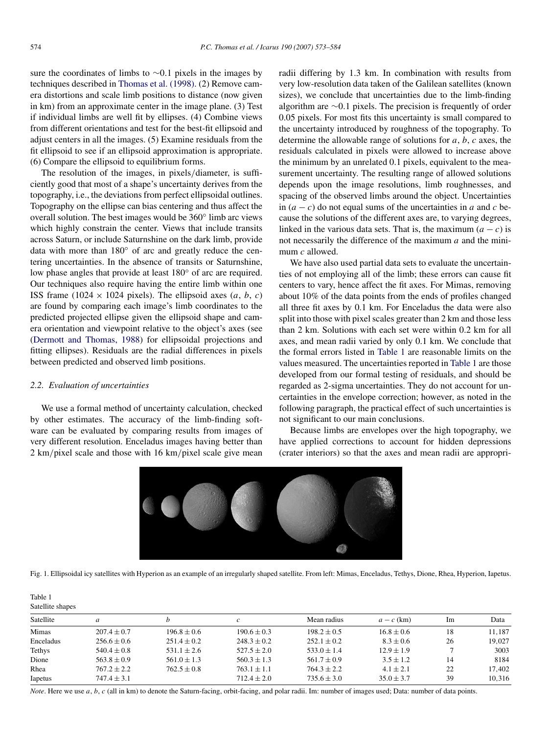sure the coordinates of limbs to ∼0.1 pixels in the images by techniques described in Thomas et al. (1998). (2) Remove camera distortions and scale limb positions to distance (now given in km) from an approximate center in the image plane. (3) Test if individual limbs are well fit by ellipses. (4) Combine views from different orientations and test for the best-fit ellipsoid and adjust centers in all the images. (5) Examine residuals from the fit ellipsoid to see if an ellipsoid approximation is appropriate. (6) Compare the ellipsoid to equilibrium forms.

The resolution of the images, in pixels/diameter, is sufficiently good that most of a shape's uncertainty derives from the topography, i.e., the deviations from perfect ellipsoidal outlines. Topography on the ellipse can bias centering and thus affect the overall solution. The best images would be 360° limb arc views which highly constrain the center. Views that include transits across Saturn, or include Saturnshine on the dark limb, provide data with more than 180° of arc and greatly reduce the centering uncertainties. In the absence of transits or Saturnshine, low phase angles that provide at least 180° of arc are required. Our techniques also require having the entire limb within one ISS frame (1024 × 1024 pixels). The ellipsoid axes ($a$, $b$, $c$) are found by comparing each image's limb coordinates to the predicted projected ellipse given the ellipsoid shape and camera orientation and viewpoint relative to the object's axes (see (Dermott and Thomas, 1988) for ellipsoidal projections and fitting ellipses). Residuals are the radial differences in pixels between predicted and observed limb positions.

### 2.2. Evaluation of uncertainties

We use a formal method of uncertainty calculation, checked by other estimates. The accuracy of the limb-finding software can be evaluated by comparing results from images of very different resolution. Enceladus images having better than 2 km/pixel scale and those with 16 km/pixel scale give mean radii differing by 1.3 km. In combination with results from very low-resolution data taken of the Galilean satellites (known sizes), we conclude that uncertainties due to the limb-finding algorithm are ∼0.1 pixels. The precision is frequently of order 0.05 pixels. For most fits this uncertainty is small compared to the uncertainty introduced by roughness of the topography. To determine the allowable range of solutions for $a$, $b$, $c$ axes, the residuals calculated in pixels were allowed to increase above the minimum by an unrelated 0.1 pixels, equivalent to the measurement uncertainty. The resulting range of allowed solutions depends upon the image resolutions, limb roughnesses, and spacing of the observed limbs around the object. Uncertainties in $(a - c)$ do not equal sums of the uncertainties in $a$ and $c$ because the solutions of the different axes are, to varying degrees, linked in the various data sets. That is, the maximum $(a - c)$ is not necessarily the difference of the maximum $a$ and the minimum $c$ allowed.

We have also used partial data sets to evaluate the uncertainties of not employing all of the limb; these errors can cause fit centers to vary, hence affect the fit axes. For Mimas, removing about 10% of the data points from the ends of profiles changed all three fit axes by 0.1 km. For Enceladus the data were also split into those with pixel scales greater than 2 km and those less than 2 km. Solutions with each set were within 0.2 km for all axes, and mean radii varied by only 0.1 km. We conclude that the formal errors listed in Table 1 are reasonable limits on the values measured. The uncertainties reported in Table 1 are those developed from our formal testing of residuals, and should be regarded as 2-sigma uncertainties. They do not account for uncertainties in the envelope correction; however, as noted in the following paragraph, the practical effect of such uncertainties is not significant to our main conclusions.

Because limbs are envelopes over the high topography, we have applied corrections to account for hidden depressions (crater interiors) so that the axes and mean radii are appropri-

Fig. 1. Ellipsoidal icy satellites with Hyperion as an example of an irregularly shaped satellite. From left: Mimas, Enceladus, Tethys, Dione, Rhea, Hyperion, Iapetus.

Table 1
Satellite shapes

| Satellite | $a$ | $b$ | $c$ | Mean radius | $a - c$ (km) | Im | Data |
|---|---|---|---|---|---|---|---|
| Mimas | $207.4 \pm 0.7$ | $196.8 \pm 0.6$ | $190.6 \pm 0.3$ | $198.2 \pm 0.5$ | $16.8 \pm 0.6$ | 18 | 11,187 |
| Enceladus | $256.6 \pm 0.6$ | $251.4 \pm 0.2$ | $248.3 \pm 0.2$ | $252.1 \pm 0.2$ | $8.3 \pm 0.6$ | 26 | 19,027 |
| Tethys | $540.4 \pm 0.8$ | $531.1 \pm 2.6$ | $527.5 \pm 2.0$ | $533.0 \pm 1.4$ | $12.9 \pm 1.9$ | 7 | 3003 |
| Dione | $563.8 \pm 0.9$ | $561.0 \pm 1.3$ | $560.3 \pm 1.3$ | $561.7 \pm 0.9$ | $3.5 \pm 1.2$ | 14 | 8184 |
| Rhea | $767.2 \pm 2.2$ | $762.5 \pm 0.8$ | $763.1 \pm 1.1$ | $764.3 \pm 2.2$ | $4.1 \pm 2.1$ | 22 | 17,402 |
| Iapetus | $747.4 \pm 3.1$ | | $712.4 \pm 2.0$ | $735.6 \pm 3.0$ | $35.0 \pm 3.7$ | 39 | 10,316 |

*Note*. Here we use $a$, $b$, $c$ (all in km) to denote the Saturn-facing, orbit-facing, and polar radii. Im: number of images used; Data: number of data points.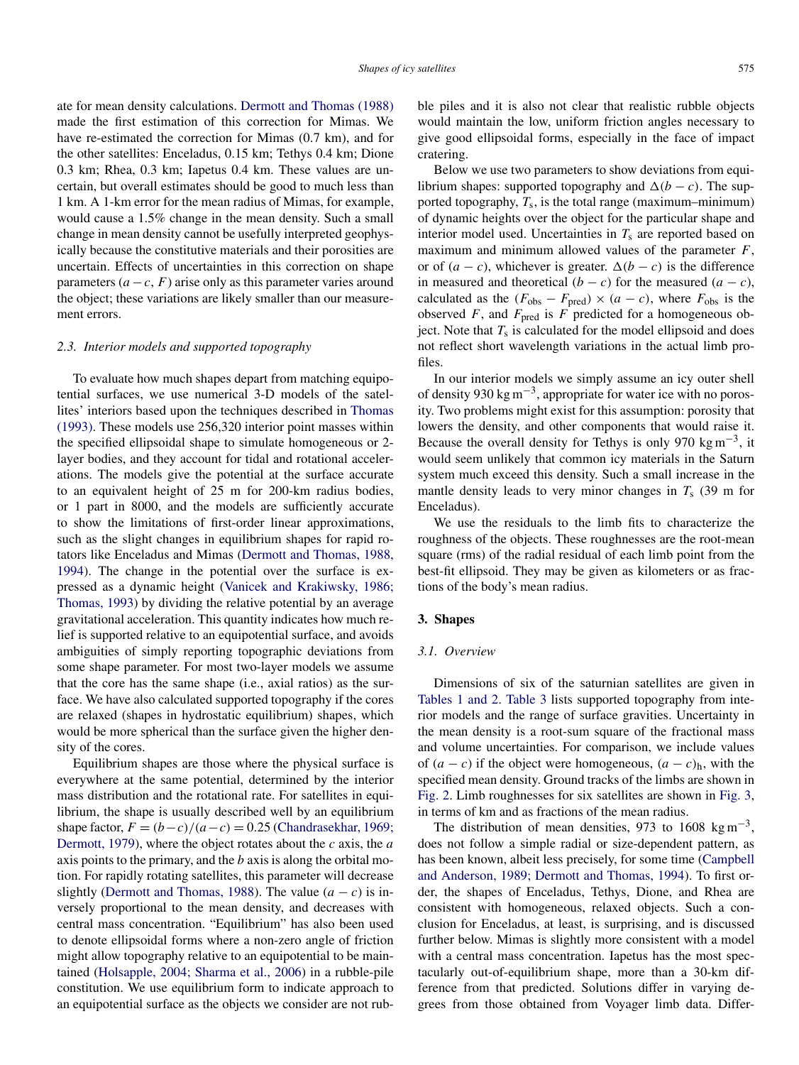ate for mean density calculations. Dermott and Thomas (1988) made the first estimation of this correction for Mimas. We have re-estimated the correction for Mimas (0.7 km), and for the other satellites: Enceladus, 0.15 km; Tethys 0.4 km; Dione 0.3 km; Rhea, 0.3 km; Iapetus 0.4 km. These values are uncertain, but overall estimates should be good to much less than 1 km. A 1-km error for the mean radius of Mimas, for example, would cause a 1.5% change in the mean density. Such a small change in mean density cannot be usefully interpreted geophysically because the constitutive materials and their porosities are uncertain. Effects of uncertainties in this correction on shape parameters $(a-c, F)$ arise only as this parameter varies around the object; these variations are likely smaller than our measurement errors.

### 2.3. Interior models and supported topography

To evaluate how much shapes depart from matching equipotential surfaces, we use numerical 3-D models of the satellites' interiors based upon the techniques described in Thomas (1993). These models use 256,320 interior point masses within the specified ellipsoidal shape to simulate homogeneous or 2-layer bodies, and they account for tidal and rotational accelerations. The models give the potential at the surface accurate to an equivalent height of 25 m for 200-km radius bodies, or 1 part in 8000, and the models are sufficiently accurate to show the limitations of first-order linear approximations, such as the slight changes in equilibrium shapes for rapid rotators like Enceladus and Mimas (Dermott and Thomas, 1988, 1994). The change in the potential over the surface is expressed as a dynamic height (Vanicek and Krakiwsky, 1986; Thomas, 1993) by dividing the relative potential by an average gravitational acceleration. This quantity indicates how much relief is supported relative to an equipotential surface, and avoids ambiguities of simply reporting topographic deviations from some shape parameter. For most two-layer models we assume that the core has the same shape (i.e., axial ratios) as the surface. We have also calculated supported topography if the cores are relaxed (shapes in hydrostatic equilibrium) shapes, which would be more spherical than the surface given the higher density of the cores.

Equilibrium shapes are those where the physical surface is everywhere at the same potential, determined by the interior mass distribution and the rotational rate. For satellites in equilibrium, the shape is usually described well by an equilibrium shape factor, $F = (b-c)/(a-c) = 0.25$ (Chandrasekhar, 1969; Dermott, 1979), where the object rotates about the $c$ axis, the $a$ axis points to the primary, and the $b$ axis is along the orbital motion. For rapidly rotating satellites, this parameter will decrease slightly (Dermott and Thomas, 1988). The value $(a-c)$ is inversely proportional to the mean density, and decreases with central mass concentration. "Equilibrium" has also been used to denote ellipsoidal forms where a non-zero angle of friction might allow topography relative to an equipotential to be maintained (Holsapple, 2004; Sharma et al., 2006) in a rubble-pile constitution. We use equilibrium form to indicate approach to an equipotential surface as the objects we consider are not rubble piles and it is also not clear that realistic rubble objects would maintain the low, uniform friction angles necessary to give good ellipsoidal forms, especially in the face of impact cratering.

Below we use two parameters to show deviations from equilibrium shapes: supported topography and $\Delta(b-c)$. The supported topography, $T_s$, is the total range (maximum–minimum) of dynamic heights over the object for the particular shape and interior model used. Uncertainties in $T_s$ are reported based on maximum and minimum allowed values of the parameter $F$, or of $(a-c)$, whichever is greater. $\Delta(b-c)$ is the difference in measured and theoretical $(b-c)$ for the measured $(a-c)$, calculated as the $(F_{obs} - F_{pred}) \times (a-c)$, where $F_{obs}$ is the observed $F$, and $F_{pred}$ is $F$ predicted for a homogeneous object. Note that $T_s$ is calculated for the model ellipsoid and does not reflect short wavelength variations in the actual limb profiles.

In our interior models we simply assume an icy outer shell of density 930 $\mathrm{kg\,m^{-3}}$, appropriate for water ice with no porosity. Two problems might exist for this assumption: porosity that lowers the density, and other components that would raise it. Because the overall density for Tethys is only 970 $\mathrm{kg\,m^{-3}}$, it would seem unlikely that common icy materials in the Saturn system much exceed this density. Such a small increase in the mantle density leads to very minor changes in $T_s$ (39 m for Enceladus).

We use the residuals to the limb fits to characterize the roughness of the objects. These roughnesses are the root-mean square (rms) of the radial residual of each limb point from the best-fit ellipsoid. They may be given as kilometers or as fractions of the body's mean radius.

## 3. Shapes

### 3.1. Overview

Dimensions of six of the saturnian satellites are given in Tables 1 and 2. Table 3 lists supported topography from interior models and the range of surface gravities. Uncertainty in the mean density is a root-sum square of the fractional mass and volume uncertainties. For comparison, we include values of $(a-c)$ if the object were homogeneous, $(a-c)_h$, with the specified mean density. Ground tracks of the limbs are shown in Fig. 2. Limb roughnesses for six satellites are shown in Fig. 3, in terms of km and as fractions of the mean radius.

The distribution of mean densities, 973 to 1608 $\mathrm{kg\,m^{-3}}$, does not follow a simple radial or size-dependent pattern, as has been known, albeit less precisely, for some time (Campbell and Anderson, 1989; Dermott and Thomas, 1994). To first order, the shapes of Enceladus, Tethys, Dione, and Rhea are consistent with homogeneous, relaxed objects. Such a conclusion for Enceladus, at least, is surprising, and is discussed further below. Mimas is slightly more consistent with a model with a central mass concentration. Iapetus has the most spectacularly out-of-equilibrium shape, more than a 30-km difference from that predicted. Solutions differ in varying degrees from those obtained from Voyager limb data. Differ-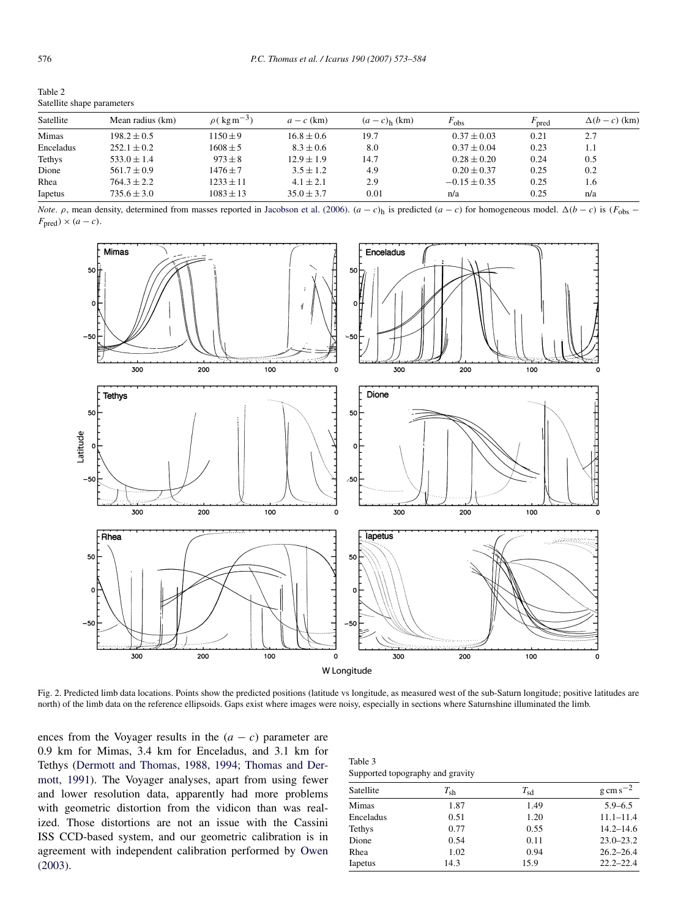Table 2
Satellite shape parameters

| Satellite | Mean radius (km) | $\rho$ ( $kg\,m^{-3}$) | $a-c$ (km) | $(a-c)_h$ (km) | $F_{obs}$ | $F_{pred}$ | $\Delta(b-c)$ (km) |
|---|---|---|---|---|---|---|---|
| Mimas | $198.2 \pm 0.5$ | $1150 \pm 9$ | $16.8 \pm 0.6$ | 19.7 | $0.37 \pm 0.03$ | 0.21 | 2.7 |
| Enceladus | $252.1 \pm 0.2$ | $1608 \pm 5$ | $8.3 \pm 0.6$ | 8.0 | $0.37 \pm 0.04$ | 0.23 | 1.1 |
| Tethys | $533.0 \pm 1.4$ | $973 \pm 8$ | $12.9 \pm 1.9$ | 14.7 | $0.28 \pm 0.20$ | 0.24 | 0.5 |
| Dione | $561.7 \pm 0.9$ | $1476 \pm 7$ | $3.5 \pm 1.2$ | 4.9 | $0.20 \pm 0.37$ | 0.25 | 0.2 |
| Rhea | $764.3 \pm 2.2$ | $1233 \pm 11$ | $4.1 \pm 2.1$ | 2.9 | $-0.15 \pm 0.35$ | 0.25 | 1.6 |
| Iapetus | $735.6 \pm 3.0$ | $1083 \pm 13$ | $35.0 \pm 3.7$ | 0.01 | n/a | 0.25 | n/a |

*Note.* $\rho$, mean density, determined from masses reported in Jacobson et al. (2006). $(a-c)_h$ is predicted $(a-c)$ for homogeneous model. $\Delta(b-c)$ is $(F_{obs} - F_{pred}) \times (a-c)$.

Fig. 2. Predicted limb data locations. Points show the predicted positions (latitude vs longitude, as measured west of the sub-Saturn longitude; positive latitudes are north) of the limb data on the reference ellipsoids. Gaps exist where images were noisy, especially in sections where Saturnshine illuminated the limb.

ences from the Voyager results in the $(a-c)$ parameter are 0.9 km for Mimas, 3.4 km for Enceladus, and 3.1 km for Tethys (Dermott and Thomas, 1988, 1994; Thomas and Dermott, 1991). The Voyager analyses, apart from using fewer and lower resolution data, apparently had more problems with geometric distortion from the vidicon than was realized. Those distortions are not an issue with the Cassini ISS CCD-based system, and our geometric calibration is in agreement with independent calibration performed by Owen (2003).

Table 3
Supported topography and gravity

| Satellite | $T_{sh}$ | $T_{sd}$ | $g\,cm\,s^{-2}$ |
|---|---|---|---|
| Mimas | 1.87 | 1.49 | 5.9–6.5 |
| Enceladus | 0.51 | 1.20 | 11.1–11.4 |
| Tethys | 0.77 | 0.55 | 14.2–14.6 |
| Dione | 0.54 | 0.11 | 23.0–23.2 |
| Rhea | 1.02 | 0.94 | 26.2–26.4 |
| Iapetus | 14.3 | 15.9 | 22.2–22.4 |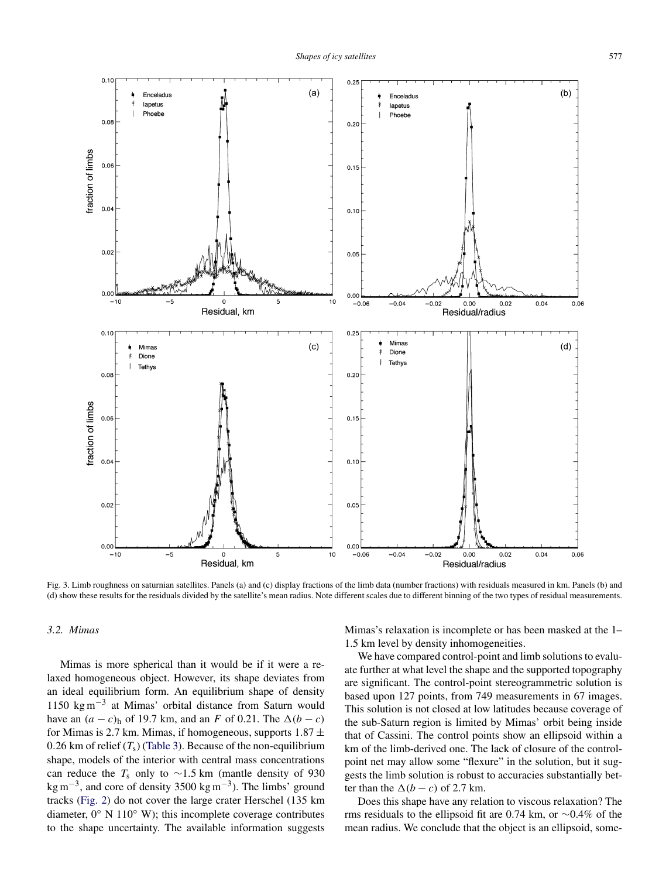Fig. 3. Limb roughness on saturnian satellites. Panels (a) and (c) display fractions of the limb data (number fractions) with residuals measured in km. Panels (b) and (d) show these results for the residuals divided by the satellite's mean radius. Note different scales due to different binning of the two types of residual measurements.

### 3.2. Mimas

Mimas is more spherical than it would be if it were a relaxed homogeneous object. However, its shape deviates from an ideal equilibrium form. An equilibrium shape of density 1150 $\mathrm{kg\,m^{-3}}$ at Mimas' orbital distance from Saturn would have an $(a-c)_{\mathrm{h}}$ of 19.7 km, and an $F$ of 0.21. The $\Delta(b-c)$ for Mimas is 2.7 km. Mimas, if homogeneous, supports $1.87 \pm 0.26$ km of relief ($T_{\mathrm{s}}$) (Table 3). Because of the non-equilibrium shape, models of the interior with central mass concentrations can reduce the $T_{\mathrm{s}}$ only to ~1.5 km (mantle density of 930 $\mathrm{kg\,m^{-3}}$, and core of density 3500 $\mathrm{kg\,m^{-3}}$). The limbs' ground tracks (Fig. 2) do not cover the large crater Herschel (135 km diameter, 0° N 110° W); this incomplete coverage contributes to the shape uncertainty. The available information suggests Mimas's relaxation is incomplete or has been masked at the 1–1.5 km level by density inhomogeneities.

We have compared control-point and limb solutions to evaluate further at what level the shape and the supported topography are significant. The control-point stereogrammetric solution is based upon 127 points, from 749 measurements in 67 images. This solution is not closed at low latitudes because coverage of the sub-Saturn region is limited by Mimas' orbit being inside that of Cassini. The control points show an ellipsoid within a km of the limb-derived one. The lack of closure of the control-point net may allow some "flexure" in the solution, but it suggests the limb solution is robust to accuracies substantially better than the $\Delta(b-c)$ of 2.7 km.

Does this shape have any relation to viscous relaxation? The rms residuals to the ellipsoid fit are 0.74 km, or ~0.4% of the mean radius. We conclude that the object is an ellipsoid, some-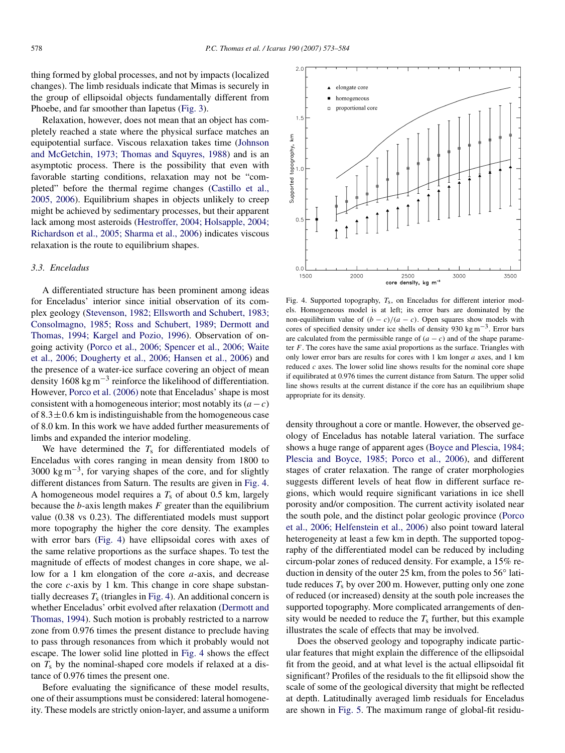thing formed by global processes, and not by impacts (localized changes). The limb residuals indicate that Mimas is securely in the group of ellipsoidal objects fundamentally different from Phoebe, and far smoother than Iapetus (Fig. 3).

Relaxation, however, does not mean that an object has completely reached a state where the physical surface matches an equipotential surface. Viscous relaxation takes time (Johnson and McGetchin, 1973; Thomas and Squyres, 1988) and is an asymptotic process. There is the possibility that even with favorable starting conditions, relaxation may not be "completed" before the thermal regime changes (Castillo et al., 2005, 2006). Equilibrium shapes in objects unlikely to creep might be achieved by sedimentary processes, but their apparent lack among most asteroids (Hestroffer, 2004; Holsapple, 2004; Richardson et al., 2005; Sharma et al., 2006) indicates viscous relaxation is the route to equilibrium shapes.

### 3.3. Enceladus

A differentiated structure has been prominent among ideas for Enceladus' interior since initial observation of its complex geology (Stevenson, 1982; Ellsworth and Schubert, 1983; Consolmagno, 1985; Ross and Schubert, 1989; Dermott and Thomas, 1994; Kargel and Pozio, 1996). Observation of ongoing activity (Porco et al., 2006; Spencer et al., 2006; Waite et al., 2006; Dougherty et al., 2006; Hansen et al., 2006) and the presence of a water-ice surface covering an object of mean density 1608 $\mathrm{kg\,m^{-3}}$ reinforce the likelihood of differentiation. However, Porco et al. (2006) note that Enceladus' shape is most consistent with a homogeneous interior; most notably its $(a-c)$ of $8.3 \pm 0.6$ km is indistinguishable from the homogeneous case of 8.0 km. In this work we have added further measurements of limbs and expanded the interior modeling.

We have determined the $T_s$ for differentiated models of Enceladus with cores ranging in mean density from 1800 to 3000 $\mathrm{kg\,m^{-3}}$, for varying shapes of the core, and for slightly different distances from Saturn. The results are given in Fig. 4. A homogeneous model requires a $T_s$ of about 0.5 km, largely because the $b$-axis length makes $F$ greater than the equilibrium value (0.38 vs 0.23). The differentiated models must support more topography the higher the core density. The examples with error bars (Fig. 4) have ellipsoidal cores with axes of the same relative proportions as the surface shapes. To test the magnitude of effects of modest changes in core shape, we allow for a 1 km elongation of the core $a$-axis, and decrease the core $c$-axis by 1 km. This change in core shape substantially decreases $T_s$ (triangles in Fig. 4). An additional concern is whether Enceladus' orbit evolved after relaxation (Dermott and Thomas, 1994). Such motion is probably restricted to a narrow zone from 0.976 times the present distance to preclude having to pass through resonances from which it probably would not escape. The lower solid line plotted in Fig. 4 shows the effect on $T_s$ by the nominal-shaped core models if relaxed at a distance of 0.976 times the present one.

Before evaluating the significance of these model results, one of their assumptions must be considered: lateral homogeneity. These models are strictly onion-layer, and assume a uniform density throughout a core or mantle. However, the observed geology of Enceladus has notable lateral variation. The surface shows a huge range of apparent ages (Boyce and Plescia, 1984; Plescia and Boyce, 1985; Porco et al., 2006), and different stages of crater relaxation. The range of crater morphologies suggests different levels of heat flow in different surface regions, which would require significant variations in ice shell porosity and/or composition. The current activity isolated near the south pole, and the distinct polar geologic province (Porco et al., 2006; Helfenstein et al., 2006) also point toward lateral heterogeneity at least a few km in depth. The supported topography of the differentiated model can be reduced by including circum-polar zones of reduced density. For example, a 15% reduction in density of the outer 25 km, from the poles to 56° latitude reduces $T_s$ by over 200 m. However, putting only one zone of reduced (or increased) density at the south pole increases the supported topography. More complicated arrangements of density would be needed to reduce the $T_s$ further, but this example illustrates the scale of effects that may be involved.

Fig. 4. Supported topography, $T_s$, on Enceladus for different interior models. Homogeneous model is at left; its error bars are dominated by the non-equilibrium value of $(b-c)/(a-c)$. Open squares show models with cores of specified density under ice shells of density 930 $\mathrm{kg\,m^{-3}}$. Error bars are calculated from the permissible range of $(a-c)$ and of the shape parameter $F$. The cores have the same axial proportions as the surface. Triangles with only lower error bars are results for cores with 1 km longer $a$ axes, and 1 km reduced $c$ axes. The lower solid line shows results for the nominal core shape if equilibrated at 0.976 times the current distance from Saturn. The upper solid line shows results at the current distance if the core has an equilibrium shape appropriate for its density.

Does the observed geology and topography indicate particular features that might explain the difference of the ellipsoidal fit from the geoid, and at what level is the actual ellipsoidal fit significant? Profiles of the residuals to the fit ellipsoid show the scale of some of the geological diversity that might be reflected at depth. Latitudinally averaged limb residuals for Enceladus are shown in Fig. 5. The maximum range of global-fit residu-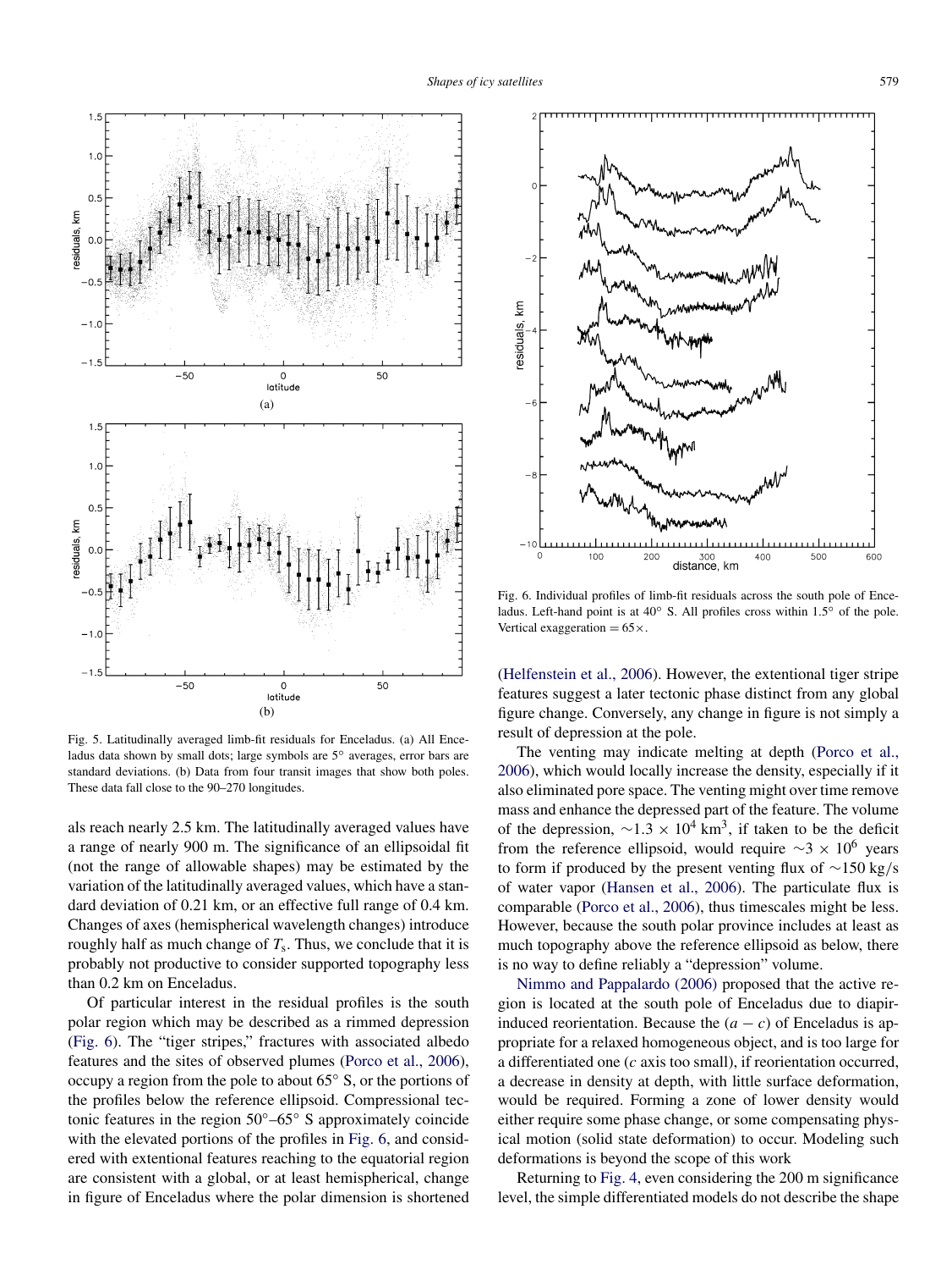Fig. 5. Latitudinally averaged limb-fit residuals for Enceladus. (a) All Enceladus data shown by small dots; large symbols are 5° averages, error bars are standard deviations. (b) Data from four transit images that show both poles. These data fall close to the 90–270 longitudes.

als reach nearly 2.5 km. The latitudinally averaged values have a range of nearly 900 m. The significance of an ellipsoidal fit (not the range of allowable shapes) may be estimated by the variation of the latitudinally averaged values, which have a standard deviation of 0.21 km, or an effective full range of 0.4 km. Changes of axes (hemispherical wavelength changes) introduce roughly half as much change of $T_s$. Thus, we conclude that it is probably not productive to consider supported topography less than 0.2 km on Enceladus.

Of particular interest in the residual profiles is the south polar region which may be described as a rimmed depression (Fig. 6). The "tiger stripes," fractures with associated albedo features and the sites of observed plumes (Porco et al., 2006), occupy a region from the pole to about 65° S, or the portions of the profiles below the reference ellipsoid. Compressional tectonic features in the region 50°–65° S approximately coincide with the elevated portions of the profiles in Fig. 6, and considered with extentional features reaching to the equatorial region are consistent with a global, or at least hemispherical, change in figure of Enceladus where the polar dimension is shortened

Fig. 6. Individual profiles of limb-fit residuals across the south pole of Enceladus. Left-hand point is at 40° S. All profiles cross within 1.5° of the pole. Vertical exaggeration = 65×.

(Helfenstein et al., 2006). However, the extentional tiger stripe features suggest a later tectonic phase distinct from any global figure change. Conversely, any change in figure is not simply a result of depression at the pole.

The venting may indicate melting at depth (Porco et al., 2006), which would locally increase the density, especially if it also eliminated pore space. The venting might over time remove mass and enhance the depressed part of the feature. The volume of the depression, $\sim 1.3 \times 10^4$ km$^3$, if taken to be the deficit from the reference ellipsoid, would require $\sim 3 \times 10^6$ years to form if produced by the present venting flux of $\sim 150$ kg/s of water vapor (Hansen et al., 2006). The particulate flux is comparable (Porco et al., 2006), thus timescales might be less. However, because the south polar province includes at least as much topography above the reference ellipsoid as below, there is no way to define reliably a "depression" volume.

Nimmo and Pappalardo (2006) proposed that the active region is located at the south pole of Enceladus due to diapir-induced reorientation. Because the $(a - c)$ of Enceladus is appropriate for a relaxed homogeneous object, and is too large for a differentiated one ($c$ axis too small), if reorientation occurred, a decrease in density at depth, with little surface deformation, would be required. Forming a zone of lower density would either require some phase change, or some compensating physical motion (solid state deformation) to occur. Modeling such deformations is beyond the scope of this work

Returning to Fig. 4, even considering the 200 m significance level, the simple differentiated models do not describe the shape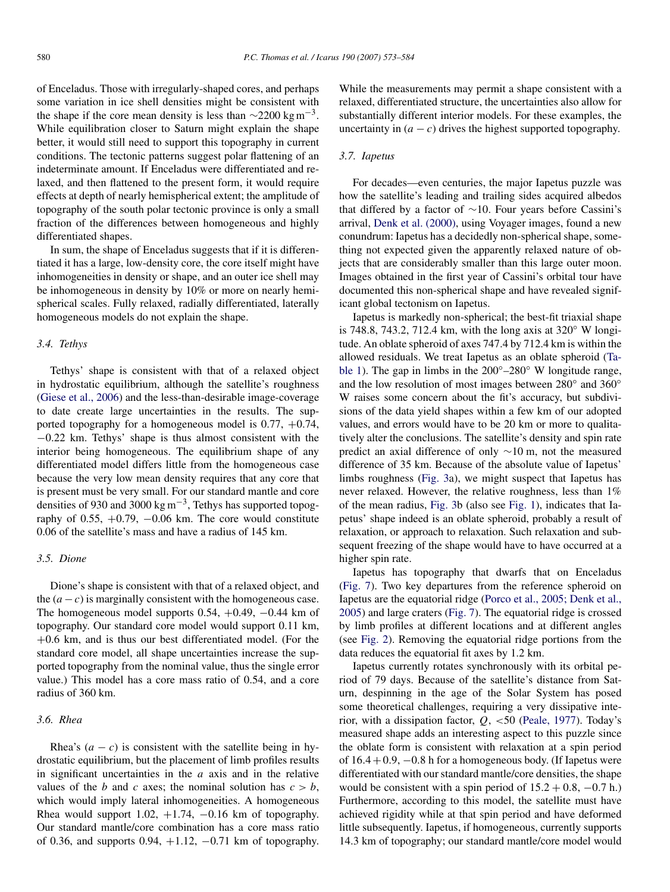of Enceladus. Those with irregularly-shaped cores, and perhaps some variation in ice shell densities might be consistent with the shape if the core mean density is less than $\sim 2200\ \mathrm{kg\,m^{-3}}$. While equilibration closer to Saturn might explain the shape better, it would still need to support this topography in current conditions. The tectonic patterns suggest polar flattening of an indeterminate amount. If Enceladus were differentiated and relaxed, and then flattened to the present form, it would require effects at depth of nearly hemispherical extent; the amplitude of topography of the south polar tectonic province is only a small fraction of the differences between homogeneous and highly differentiated shapes.

In sum, the shape of Enceladus suggests that if it is differentiated it has a large, low-density core, the core itself might have inhomogeneities in density or shape, and an outer ice shell may be inhomogeneous in density by 10% or more on nearly hemispherical scales. Fully relaxed, radially differentiated, laterally homogeneous models do not explain the shape.

### 3.4. Tethys

Tethys' shape is consistent with that of a relaxed object in hydrostatic equilibrium, although the satellite's roughness (Giese et al., 2006) and the less-than-desirable image-coverage to date create large uncertainties in the results. The supported topography for a homogeneous model is 0.77, +0.74, −0.22 km. Tethys' shape is thus almost consistent with the interior being homogeneous. The equilibrium shape of any differentiated model differs little from the homogeneous case because the very low mean density requires that any core that is present must be very small. For our standard mantle and core densities of 930 and $3000\ \mathrm{kg\,m^{-3}}$, Tethys has supported topography of 0.55, +0.79, −0.06 km. The core would constitute 0.06 of the satellite's mass and have a radius of 145 km.

### 3.5. Dione

Dione's shape is consistent with that of a relaxed object, and the $(a - c)$ is marginally consistent with the homogeneous case. The homogeneous model supports 0.54, +0.49, −0.44 km of topography. Our standard core model would support 0.11 km, +0.6 km, and is thus our best differentiated model. (For the standard core model, all shape uncertainties increase the supported topography from the nominal value, thus the single error value.) This model has a core mass ratio of 0.54, and a core radius of 360 km.

### 3.6. Rhea

Rhea's $(a - c)$ is consistent with the satellite being in hydrostatic equilibrium, but the placement of limb profiles results in significant uncertainties in the $a$ axis and in the relative values of the $b$ and $c$ axes; the nominal solution has $c > b$, which would imply lateral inhomogeneities. A homogeneous Rhea would support 1.02, +1.74, −0.16 km of topography. Our standard mantle/core combination has a core mass ratio of 0.36, and supports 0.94, +1.12, −0.71 km of topography. While the measurements may permit a shape consistent with a relaxed, differentiated structure, the uncertainties also allow for substantially different interior models. For these examples, the uncertainty in $(a - c)$ drives the highest supported topography.

### 3.7. Iapetus

For decades—even centuries, the major Iapetus puzzle was how the satellite's leading and trailing sides acquired albedos that differed by a factor of $\sim 10$. Four years before Cassini's arrival, Denk et al. (2000), using Voyager images, found a new conundrum: Iapetus has a decidedly non-spherical shape, something not expected given the apparently relaxed nature of objects that are considerably smaller than this large outer moon. Images obtained in the first year of Cassini's orbital tour have documented this non-spherical shape and have revealed significant global tectonism on Iapetus.

Iapetus is markedly non-spherical; the best-fit triaxial shape is 748.8, 743.2, 712.4 km, with the long axis at 320° W longitude. An oblate spheroid of axes 747.4 by 712.4 km is within the allowed residuals. We treat Iapetus as an oblate spheroid (Table 1). The gap in limbs in the 200°–280° W longitude range, and the low resolution of most images between 280° and 360° W raises some concern about the fit's accuracy, but subdivisions of the data yield shapes within a few km of our adopted values, and errors would have to be 20 km or more to qualitatively alter the conclusions. The satellite's density and spin rate predict an axial difference of only $\sim 10$ m, not the measured difference of 35 km. Because of the absolute value of Iapetus' limbs roughness (Fig. 3a), we might suspect that Iapetus has never relaxed. However, the relative roughness, less than 1% of the mean radius, Fig. 3b (also see Fig. 1), indicates that Iapetus' shape indeed is an oblate spheroid, probably a result of relaxation, or approach to relaxation. Such relaxation and subsequent freezing of the shape would have to have occurred at a higher spin rate.

Iapetus has topography that dwarfs that on Enceladus (Fig. 7). Two key departures from the reference spheroid on Iapetus are the equatorial ridge (Porco et al., 2005; Denk et al., 2005) and large craters (Fig. 7). The equatorial ridge is crossed by limb profiles at different locations and at different angles (see Fig. 2). Removing the equatorial ridge portions from the data reduces the equatorial fit axes by 1.2 km.

Iapetus currently rotates synchronously with its orbital period of 79 days. Because of the satellite's distance from Saturn, despinning in the age of the Solar System has posed some theoretical challenges, requiring a very dissipative interior, with a dissipation factor, $Q$, <50 (Peale, 1977). Today's measured shape adds an interesting aspect to this puzzle since the oblate form is consistent with relaxation at a spin period of 16.4 + 0.9, −0.8 h for a homogeneous body. (If Iapetus were differentiated with our standard mantle/core densities, the shape would be consistent with a spin period of 15.2 + 0.8, −0.7 h.) Furthermore, according to this model, the satellite must have achieved rigidity while at that spin period and have deformed little subsequently. Iapetus, if homogeneous, currently supports 14.3 km of topography; our standard mantle/core model would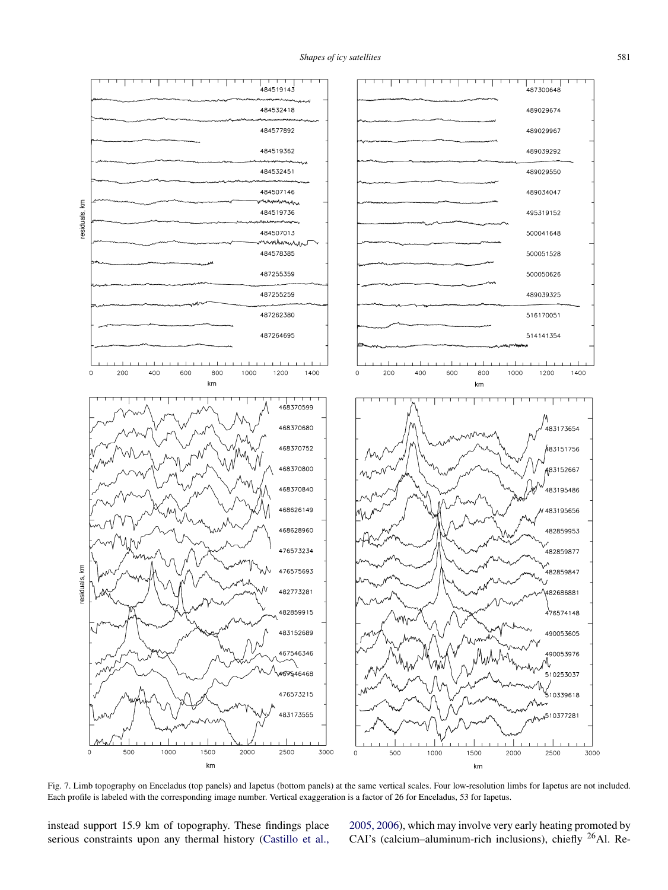Fig. 7. Limb topography on Enceladus (top panels) and Iapetus (bottom panels) at the same vertical scales. Four low-resolution limbs for Iapetus are not included. Each profile is labeled with the corresponding image number. Vertical exaggeration is a factor of 26 for Enceladus, 53 for Iapetus.

instead support 15.9 km of topography. These findings place serious constraints upon any thermal history (Castillo et al., 2005, 2006), which may involve very early heating promoted by CAI's (calcium–aluminum-rich inclusions), chiefly $^{26}$Al. Re-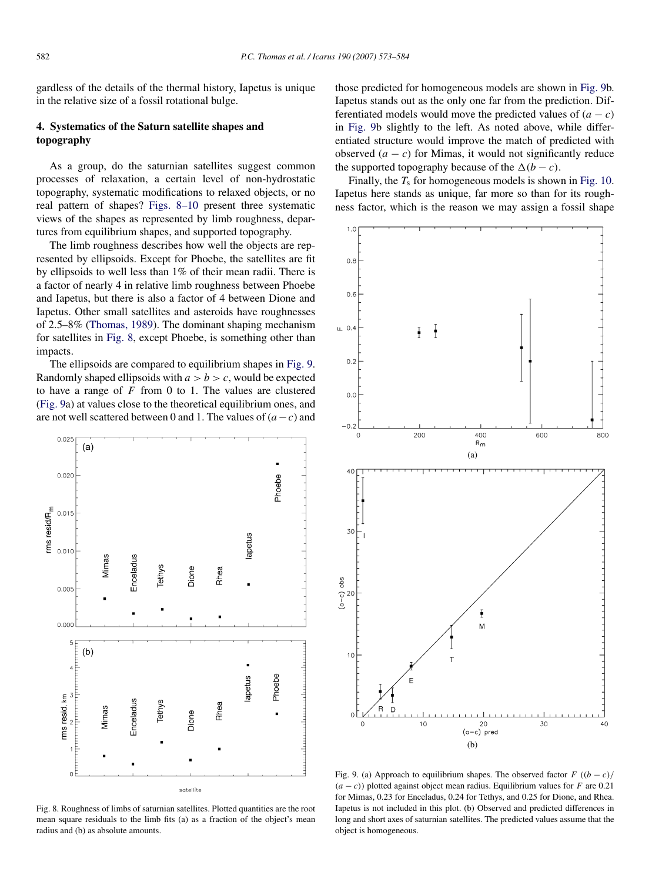gardless of the details of the thermal history, Iapetus is unique in the relative size of a fossil rotational bulge.

## 4. Systematics of the Saturn satellite shapes and topography

As a group, do the saturnian satellites suggest common processes of relaxation, a certain level of non-hydrostatic topography, systematic modifications to relaxed objects, or no real pattern of shapes? Figs. 8–10 present three systematic views of the shapes as represented by limb roughness, departures from equilibrium shapes, and supported topography.

The limb roughness describes how well the objects are represented by ellipsoids. Except for Phoebe, the satellites are fit by ellipsoids to well less than 1% of their mean radii. There is a factor of nearly 4 in relative limb roughness between Phoebe and Iapetus, but there is also a factor of 4 between Dione and Iapetus. Other small satellites and asteroids have roughnesses of 2.5–8% (Thomas, 1989). The dominant shaping mechanism for satellites in Fig. 8, except Phoebe, is something other than impacts.

The ellipsoids are compared to equilibrium shapes in Fig. 9. Randomly shaped ellipsoids with $a > b > c$, would be expected to have a range of $F$ from 0 to 1. The values are clustered (Fig. 9a) at values close to the theoretical equilibrium ones, and are not well scattered between 0 and 1. The values of $(a - c)$ and those predicted for homogeneous models are shown in Fig. 9b. Iapetus stands out as the only one far from the prediction. Differentiated models would move the predicted values of $(a - c)$ in Fig. 9b slightly to the left. As noted above, while differentiated structure would improve the match of predicted with observed $(a - c)$ for Mimas, it would not significantly reduce the supported topography because of the $\Delta(b - c)$.

Finally, the $T_s$ for homogeneous models is shown in Fig. 10. Iapetus here stands as unique, far more so than for its roughness factor, which is the reason we may assign a fossil shape

Fig. 8. Roughness of limbs of saturnian satellites. Plotted quantities are the root mean square residuals to the limb fits (a) as a fraction of the object's mean radius and (b) as absolute amounts.

Fig. 9. (a) Approach to equilibrium shapes. The observed factor $F$ $((b - c)/(a - c))$ plotted against object mean radius. Equilibrium values for $F$ are 0.21 for Mimas, 0.23 for Enceladus, 0.24 for Tethys, and 0.25 for Dione, and Rhea. Iapetus is not included in this plot. (b) Observed and predicted differences in long and short axes of saturnian satellites. The predicted values assume that the object is homogeneous.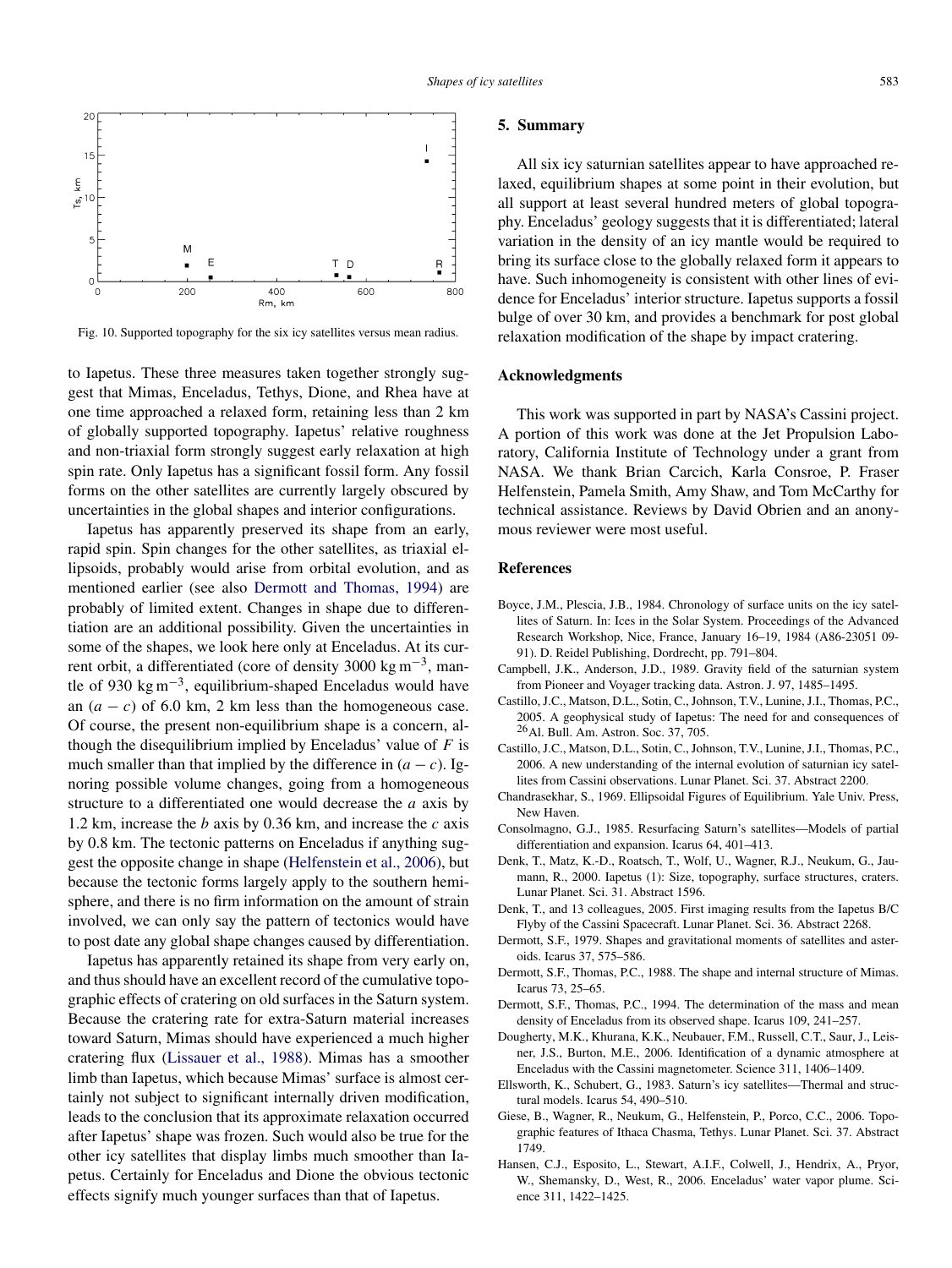Ts, km

20

15

10

5

0

0

200

400

600

800

Rm, km

M

E

T

D

R

I

Fig. 10. Supported topography for the six icy satellites versus mean radius.

to Iapetus. These three measures taken together strongly suggest that Mimas, Enceladus, Tethys, Dione, and Rhea have at one time approached a relaxed form, retaining less than 2 km of globally supported topography. Iapetus' relative roughness and non-triaxial form strongly suggest early relaxation at high spin rate. Only Iapetus has a significant fossil form. Any fossil forms on the other satellites are currently largely obscured by uncertainties in the global shapes and interior configurations.

Iapetus has apparently preserved its shape from an early, rapid spin. Spin changes for the other satellites, as triaxial ellipsoids, probably would arise from orbital evolution, and as mentioned earlier (see also Dermott and Thomas, 1994) are probably of limited extent. Changes in shape due to differentiation are an additional possibility. Given the uncertainties in some of the shapes, we look here only at Enceladus. At its current orbit, a differentiated (core of density 3000 $\mathrm{kg\,m^{-3}}$, mantle of 930 $\mathrm{kg\,m^{-3}}$, equilibrium-shaped Enceladus would have an $(a - c)$ of 6.0 km, 2 km less than the homogeneous case. Of course, the present non-equilibrium shape is a concern, although the disequilibrium implied by Enceladus' value of $F$ is much smaller than that implied by the difference in $(a - c)$. Ignoring possible volume changes, going from a homogeneous structure to a differentiated one would decrease the $a$ axis by 1.2 km, increase the $b$ axis by 0.36 km, and increase the $c$ axis by 0.8 km. The tectonic patterns on Enceladus if anything suggest the opposite change in shape (Helfenstein et al., 2006), but because the tectonic forms largely apply to the southern hemisphere, and there is no firm information on the amount of strain involved, we can only say the pattern of tectonics would have to post date any global shape changes caused by differentiation.

Iapetus has apparently retained its shape from very early on, and thus should have an excellent record of the cumulative topographic effects of cratering on old surfaces in the Saturn system. Because the cratering rate for extra-Saturn material increases toward Saturn, Mimas should have experienced a much higher cratering flux (Lissauer et al., 1988). Mimas has a smoother limb than Iapetus, which because Mimas' surface is almost certainly not subject to significant internally driven modification, leads to the conclusion that its approximate relaxation occurred after Iapetus' shape was frozen. Such would also be true for the other icy satellites that display limbs much smoother than Iapetus. Certainly for Enceladus and Dione the obvious tectonic effects signify much younger surfaces than that of Iapetus.

## 5. Summary

All six icy saturnian satellites appear to have approached relaxed, equilibrium shapes at some point in their evolution, but all support at least several hundred meters of global topography. Enceladus' geology suggests that it is differentiated; lateral variation in the density of an icy mantle would be required to bring its surface close to the globally relaxed form it appears to have. Such inhomogeneity is consistent with other lines of evidence for Enceladus' interior structure. Iapetus supports a fossil bulge of over 30 km, and provides a benchmark for post global relaxation modification of the shape by impact cratering.

## Acknowledgments

This work was supported in part by NASA's Cassini project. A portion of this work was done at the Jet Propulsion Laboratory, California Institute of Technology under a grant from NASA. We thank Brian Carcich, Karla Consroe, P. Fraser Helfenstein, Pamela Smith, Amy Shaw, and Tom McCarthy for technical assistance. Reviews by David Obrien and an anonymous reviewer were most useful.

## References

Boyce, J.M., Plescia, J.B., 1984. Chronology of surface units on the icy satellites of Saturn. In: Ices in the Solar System. Proceedings of the Advanced Research Workshop, Nice, France, January 16–19, 1984 (A86-23051 09-91). D. Reidel Publishing, Dordrecht, pp. 791–804.

Campbell, J.K., Anderson, J.D., 1989. Gravity field of the saturnian system from Pioneer and Voyager tracking data. Astron. J. 97, 1485–1495.

Castillo, J.C., Matson, D.L., Sotin, C., Johnson, T.V., Lunine, J.I., Thomas, P.C., 2005. A geophysical study of Iapetus: The need for and consequences of $^{26}$Al. Bull. Am. Astron. Soc. 37, 705.

Castillo, J.C., Matson, D.L., Sotin, C., Johnson, T.V., Lunine, J.I., Thomas, P.C., 2006. A new understanding of the internal evolution of saturnian icy satellites from Cassini observations. Lunar Planet. Sci. 37. Abstract 2200.

Chandrasekhar, S., 1969. Ellipsoidal Figures of Equilibrium. Yale Univ. Press, New Haven.

Consolmagno, G.J., 1985. Resurfacing Saturn's satellites—Models of partial differentiation and expansion. Icarus 64, 401–413.

Denk, T., Matz, K.-D., Roatsch, T., Wolf, U., Wagner, R.J., Neukum, G., Jaumann, R., 2000. Iapetus (1): Size, topography, surface structures, craters. Lunar Planet. Sci. 31. Abstract 1596.

Denk, T., and 13 colleagues, 2005. First imaging results from the Iapetus B/C Flyby of the Cassini Spacecraft. Lunar Planet. Sci. 36. Abstract 2268.

Dermott, S.F., 1979. Shapes and gravitational moments of satellites and asteroids. Icarus 37, 575–586.

Dermott, S.F., Thomas, P.C., 1988. The shape and internal structure of Mimas. Icarus 73, 25–65.

Dermott, S.F., Thomas, P.C., 1994. The determination of the mass and mean density of Enceladus from its observed shape. Icarus 109, 241–257.

Dougherty, M.K., Khurana, K.K., Neubauer, F.M., Russell, C.T., Saur, J., Leisner, J.S., Burton, M.E., 2006. Identification of a dynamic atmosphere at Enceladus with the Cassini magnetometer. Science 311, 1406–1409.

Ellsworth, K., Schubert, G., 1983. Saturn's icy satellites—Thermal and structural models. Icarus 54, 490–510.

Giese, B., Wagner, R., Neukum, G., Helfenstein, P., Porco, C.C., 2006. Topographic features of Ithaca Chasma, Tethys. Lunar Planet. Sci. 37. Abstract 1749.

Hansen, C.J., Esposito, L., Stewart, A.I.F., Colwell, J., Hendrix, A., Pryor, W., Shemansky, D., West, R., 2006. Enceladus' water vapor plume. Science 311, 1422–1425.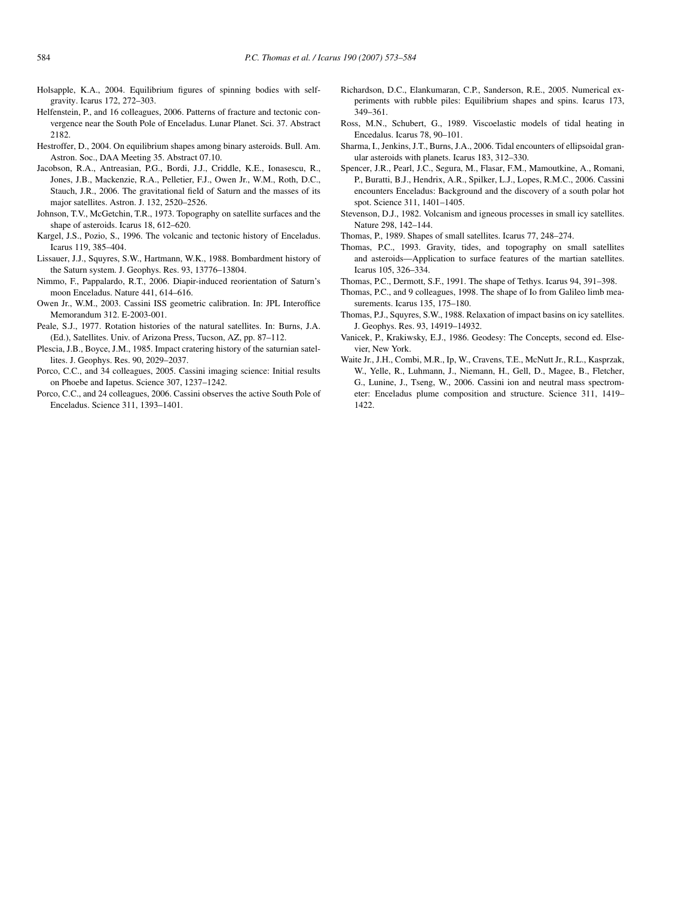Holsapple, K.A., 2004. Equilibrium figures of spinning bodies with self-gravity. Icarus 172, 272–303.

Helfenstein, P., and 16 colleagues, 2006. Patterns of fracture and tectonic convergence near the South Pole of Enceladus. Lunar Planet. Sci. 37. Abstract 2182.

Hestroffer, D., 2004. On equilibrium shapes among binary asteroids. Bull. Am. Astron. Soc., DAA Meeting 35. Abstract 07.10.

Jacobson, R.A., Antreasian, P.G., Bordi, J.J., Criddle, K.E., Ionasescu, R., Jones, J.B., Mackenzie, R.A., Pelletier, F.J., Owen Jr., W.M., Roth, D.C., Stauch, J.R., 2006. The gravitational field of Saturn and the masses of its major satellites. Astron. J. 132, 2520–2526.

Johnson, T.V., McGetchin, T.R., 1973. Topography on satellite surfaces and the shape of asteroids. Icarus 18, 612–620.

Kargel, J.S., Pozio, S., 1996. The volcanic and tectonic history of Enceladus. Icarus 119, 385–404.

Lissauer, J.J., Squyres, S.W., Hartmann, W.K., 1988. Bombardment history of the Saturn system. J. Geophys. Res. 93, 13776–13804.

Nimmo, F., Pappalardo, R.T., 2006. Diapir-induced reorientation of Saturn's moon Enceladus. Nature 441, 614–616.

Owen Jr., W.M., 2003. Cassini ISS geometric calibration. In: JPL Interoffice Memorandum 312. E-2003-001.

Peale, S.J., 1977. Rotation histories of the natural satellites. In: Burns, J.A. (Ed.), Satellites. Univ. of Arizona Press, Tucson, AZ, pp. 87–112.

Plescia, J.B., Boyce, J.M., 1985. Impact cratering history of the saturnian satellites. J. Geophys. Res. 90, 2029–2037.

Porco, C.C., and 34 colleagues, 2005. Cassini imaging science: Initial results on Phoebe and Iapetus. Science 307, 1237–1242.

Porco, C.C., and 24 colleagues, 2006. Cassini observes the active South Pole of Enceladus. Science 311, 1393–1401.

Richardson, D.C., Elankumaran, C.P., Sanderson, R.E., 2005. Numerical experiments with rubble piles: Equilibrium shapes and spins. Icarus 173, 349–361.

Ross, M.N., Schubert, G., 1989. Viscoelastic models of tidal heating in Encedalus. Icarus 78, 90–101.

Sharma, I., Jenkins, J.T., Burns, J.A., 2006. Tidal encounters of ellipsoidal granular asteroids with planets. Icarus 183, 312–330.

Spencer, J.R., Pearl, J.C., Segura, M., Flasar, F.M., Mamoutkine, A., Romani, P., Buratti, B.J., Hendrix, A.R., Spilker, L.J., Lopes, R.M.C., 2006. Cassini encounters Enceladus: Background and the discovery of a south polar hot spot. Science 311, 1401–1405.

Stevenson, D.J., 1982. Volcanism and igneous processes in small icy satellites. Nature 298, 142–144.

Thomas, P., 1989. Shapes of small satellites. Icarus 77, 248–274.

Thomas, P.C., 1993. Gravity, tides, and topography on small satellites and asteroids—Application to surface features of the martian satellites. Icarus 105, 326–334.

Thomas, P.C., Dermott, S.F., 1991. The shape of Tethys. Icarus 94, 391–398.

Thomas, P.C., and 9 colleagues, 1998. The shape of Io from Galileo limb measurements. Icarus 135, 175–180.

Thomas, P.J., Squyres, S.W., 1988. Relaxation of impact basins on icy satellites. J. Geophys. Res. 93, 14919–14932.

Vanicek, P., Krakiwsky, E.J., 1986. Geodesy: The Concepts, second ed. Elsevier, New York.

Waite Jr., J.H., Combi, M.R., Ip, W., Cravens, T.E., McNutt Jr., R.L., Kasprzak, W., Yelle, R., Luhmann, J., Niemann, H., Gell, D., Magee, B., Fletcher, G., Lunine, J., Tseng, W., 2006. Cassini ion and neutral mass spectrometer: Enceladus plume composition and structure. Science 311, 1419–1422.